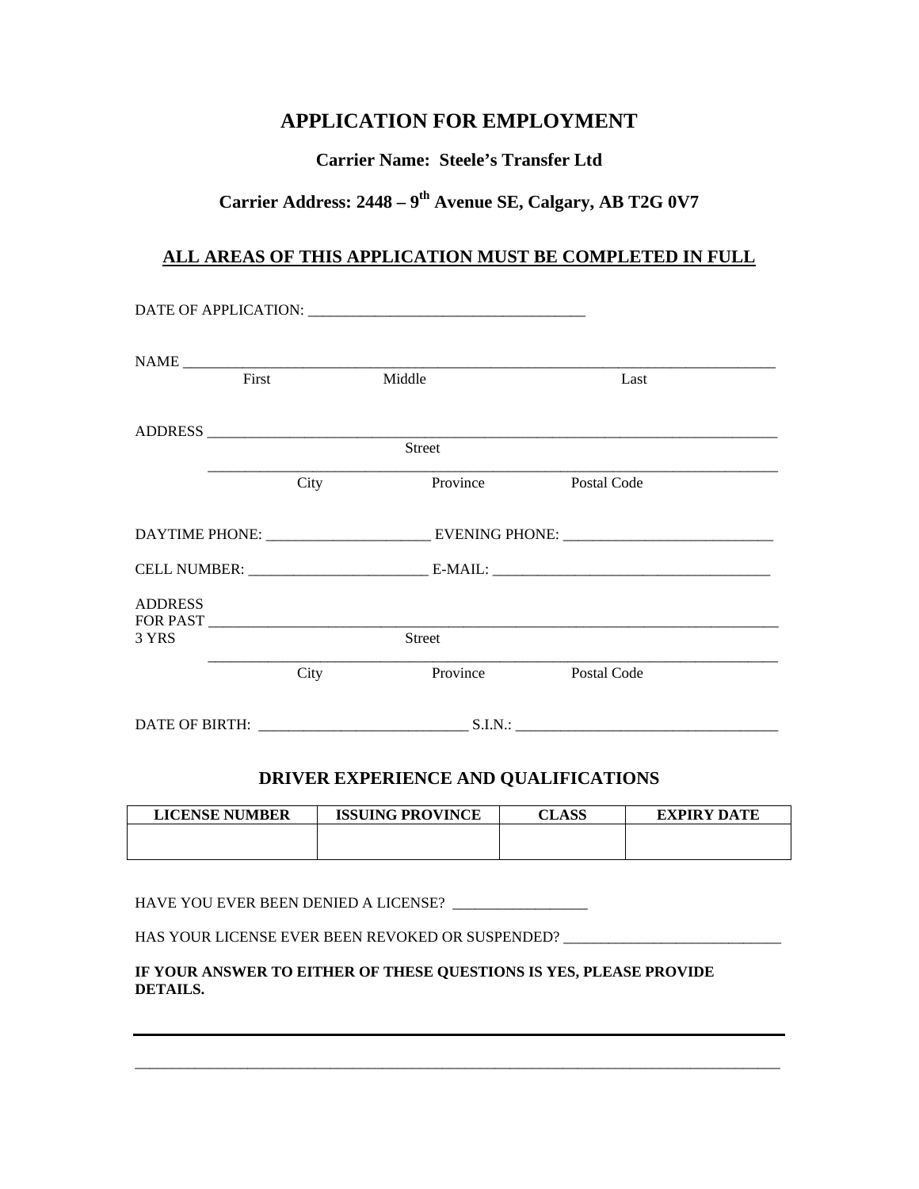# APPLICATION FOR EMPLOYMENT

**Carrier Name: Steele's Transfer Ltd**

**Carrier Address: 2448 – 9th Avenue SE, Calgary, AB T2G 0V7**

**ALL AREAS OF THIS APPLICATION MUST BE COMPLETED IN FULL**

DATE OF APPLICATION: ____________________________________

NAME ________________________________________________________________________________
First Middle Last

ADDRESS ______________________________________________________________________________
Street

______________________________________________________________________________
City Province Postal Code

DAYTIME PHONE: ______________________ EVENING PHONE: ____________________________

CELL NUMBER: ________________________ E-MAIL: _____________________________________

ADDRESS
FOR PAST ______________________________________________________________________________
3 YRS Street

______________________________________________________________________________
City Province Postal Code

DATE OF BIRTH: ____________________________ S.I.N.: ___________________________________

## DRIVER EXPERIENCE AND QUALIFICATIONS

| LICENSE NUMBER | ISSUING PROVINCE | CLASS | EXPIRY DATE |
|---|---|---|---|
| | | | |

HAVE YOU EVER BEEN DENIED A LICENSE? __________________

HAS YOUR LICENSE EVER BEEN REVOKED OR SUSPENDED? _____________________________

**IF YOUR ANSWER TO EITHER OF THESE QUESTIONS IS YES, PLEASE PROVIDE DETAILS.**

______________________________________________________________________________________

______________________________________________________________________________________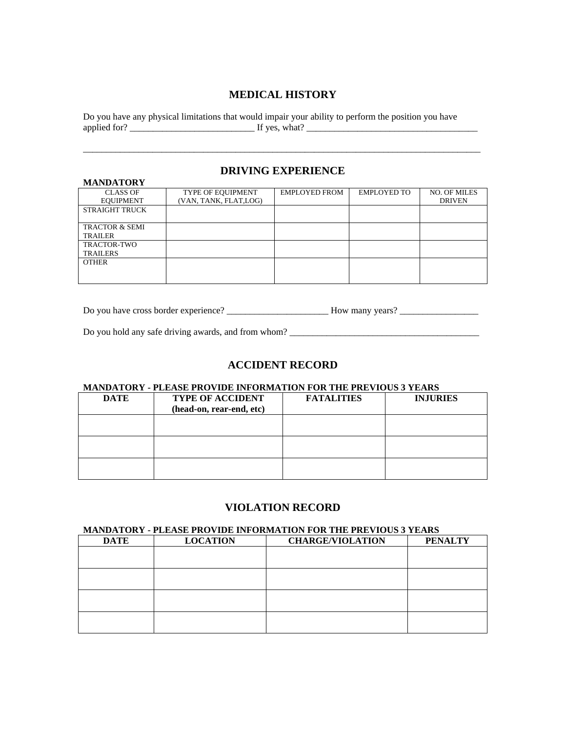## MEDICAL HISTORY

Do you have any physical limitations that would impair your ability to perform the position you have applied for? ____________________________ If yes, what? ______________________________________

___________________________________________________________________________________________

## DRIVING EXPERIENCE

**MANDATORY**

| CLASS OF EQUIPMENT | TYPE OF EQUIPMENT (VAN, TANK, FLAT,LOG) | EMPLOYED FROM | EMPLOYED TO | NO. OF MILES DRIVEN |
|---|---|---|---|---|
| STRAIGHT TRUCK | | | | |
| TRACTOR & SEMI TRAILER | | | | |
| TRACTOR-TWO TRAILERS | | | | |
| OTHER | | | | |

Do you have cross border experience? ______________________ How many years? _________________

Do you hold any safe driving awards, and from whom? ___________________________________________

## ACCIDENT RECORD

**MANDATORY - PLEASE PROVIDE INFORMATION FOR THE PREVIOUS 3 YEARS**

| DATE | TYPE OF ACCIDENT (head-on, rear-end, etc) | FATALITIES | INJURIES |
|---|---|---|---|
| | | | |
| | | | |
| | | | |

## VIOLATION RECORD

**MANDATORY - PLEASE PROVIDE INFORMATION FOR THE PREVIOUS 3 YEARS**

| DATE | LOCATION | CHARGE/VIOLATION | PENALTY |
|---|---|---|---|
| | | | |
| | | | |
| | | | |
| | | | |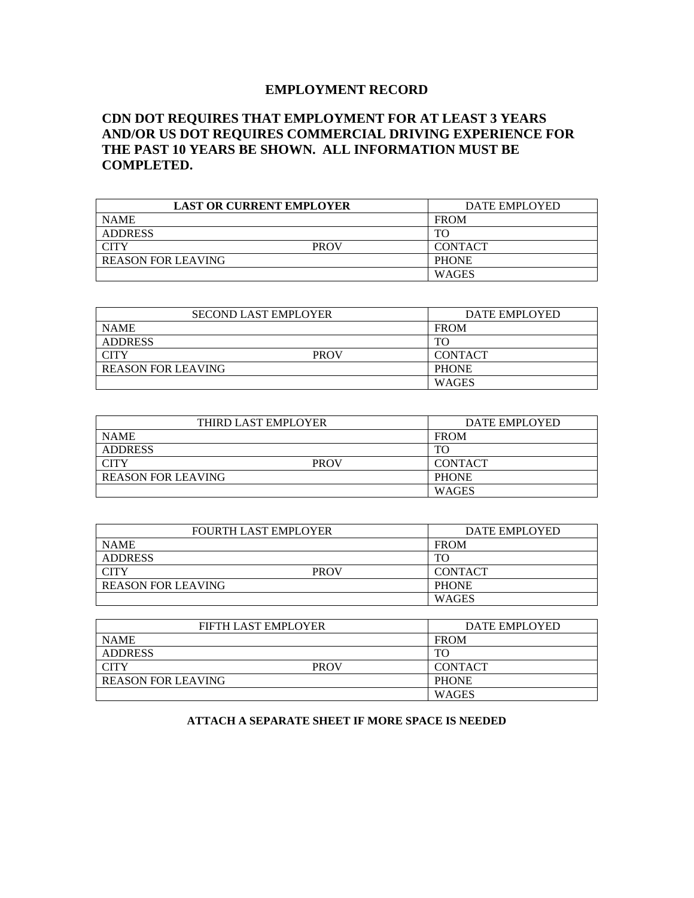# EMPLOYMENT RECORD

## CDN DOT REQUIRES THAT EMPLOYMENT FOR AT LEAST 3 YEARS AND/OR US DOT REQUIRES COMMERCIAL DRIVING EXPERIENCE FOR THE PAST 10 YEARS BE SHOWN. ALL INFORMATION MUST BE COMPLETED.

| **LAST OR CURRENT EMPLOYER** | | DATE EMPLOYED |
|---|---|---|
| NAME | | FROM |
| ADDRESS | | TO |
| CITY | PROV | CONTACT |
| REASON FOR LEAVING | | PHONE |
| | | WAGES |

| SECOND LAST EMPLOYER | | DATE EMPLOYED |
|---|---|---|
| NAME | | FROM |
| ADDRESS | | TO |
| CITY | PROV | CONTACT |
| REASON FOR LEAVING | | PHONE |
| | | WAGES |

| THIRD LAST EMPLOYER | | DATE EMPLOYED |
|---|---|---|
| NAME | | FROM |
| ADDRESS | | TO |
| CITY | PROV | CONTACT |
| REASON FOR LEAVING | | PHONE |
| | | WAGES |

| FOURTH LAST EMPLOYER | | DATE EMPLOYED |
|---|---|---|
| NAME | | FROM |
| ADDRESS | | TO |
| CITY | PROV | CONTACT |
| REASON FOR LEAVING | | PHONE |
| | | WAGES |

| FIFTH LAST EMPLOYER | | DATE EMPLOYED |
|---|---|---|
| NAME | | FROM |
| ADDRESS | | TO |
| CITY | PROV | CONTACT |
| REASON FOR LEAVING | | PHONE |
| | | WAGES |

**ATTACH A SEPARATE SHEET IF MORE SPACE IS NEEDED**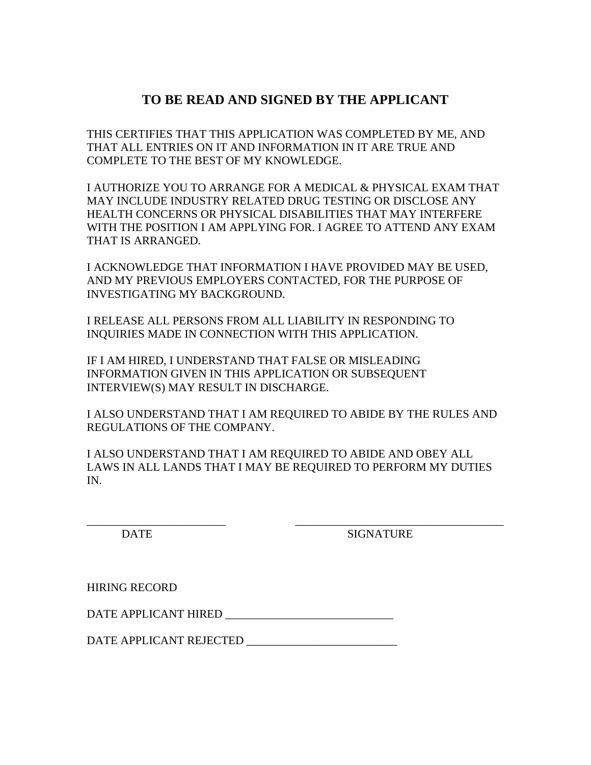## TO BE READ AND SIGNED BY THE APPLICANT

THIS CERTIFIES THAT THIS APPLICATION WAS COMPLETED BY ME, AND THAT ALL ENTRIES ON IT AND INFORMATION IN IT ARE TRUE AND COMPLETE TO THE BEST OF MY KNOWLEDGE.

I AUTHORIZE YOU TO ARRANGE FOR A MEDICAL & PHYSICAL EXAM THAT MAY INCLUDE INDUSTRY RELATED DRUG TESTING OR DISCLOSE ANY HEALTH CONCERNS OR PHYSICAL DISABILITIES THAT MAY INTERFERE WITH THE POSITION I AM APPLYING FOR. I AGREE TO ATTEND ANY EXAM THAT IS ARRANGED.

I ACKNOWLEDGE THAT INFORMATION I HAVE PROVIDED MAY BE USED, AND MY PREVIOUS EMPLOYERS CONTACTED, FOR THE PURPOSE OF INVESTIGATING MY BACKGROUND.

I RELEASE ALL PERSONS FROM ALL LIABILITY IN RESPONDING TO INQUIRIES MADE IN CONNECTION WITH THIS APPLICATION.

IF I AM HIRED, I UNDERSTAND THAT FALSE OR MISLEADING INFORMATION GIVEN IN THIS APPLICATION OR SUBSEQUENT INTERVIEW(S) MAY RESULT IN DISCHARGE.

I ALSO UNDERSTAND THAT I AM REQUIRED TO ABIDE BY THE RULES AND REGULATIONS OF THE COMPANY.

I ALSO UNDERSTAND THAT I AM REQUIRED TO ABIDE AND OBEY ALL LAWS IN ALL LANDS THAT I MAY BE REQUIRED TO PERFORM MY DUTIES IN.

________________________ ____________________________________

DATE SIGNATURE

HIRING RECORD

DATE APPLICANT HIRED _____________________________

DATE APPLICANT REJECTED __________________________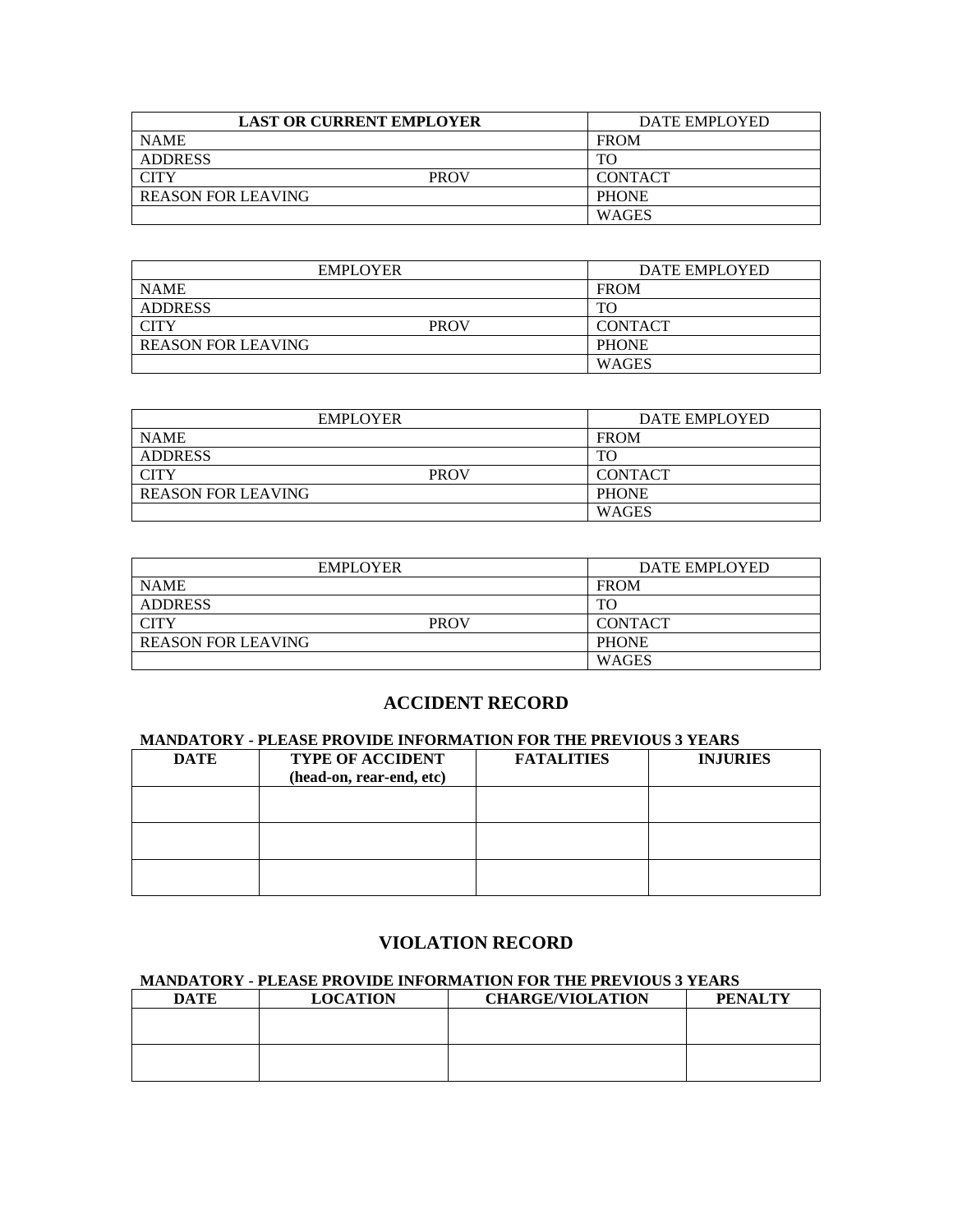| LAST OR CURRENT EMPLOYER | | DATE EMPLOYED |
| --- | --- | --- |
| NAME | | FROM |
| ADDRESS | | TO |
| CITY | PROV | CONTACT |
| REASON FOR LEAVING | | PHONE |
| | | WAGES |

| EMPLOYER | | DATE EMPLOYED |
| --- | --- | --- |
| NAME | | FROM |
| ADDRESS | | TO |
| CITY | PROV | CONTACT |
| REASON FOR LEAVING | | PHONE |
| | | WAGES |

| EMPLOYER | | DATE EMPLOYED |
| --- | --- | --- |
| NAME | | FROM |
| ADDRESS | | TO |
| CITY | PROV | CONTACT |
| REASON FOR LEAVING | | PHONE |
| | | WAGES |

| EMPLOYER | | DATE EMPLOYED |
| --- | --- | --- |
| NAME | | FROM |
| ADDRESS | | TO |
| CITY | PROV | CONTACT |
| REASON FOR LEAVING | | PHONE |
| | | WAGES |

## ACCIDENT RECORD

**MANDATORY - PLEASE PROVIDE INFORMATION FOR THE PREVIOUS 3 YEARS**

| DATE | TYPE OF ACCIDENT (head-on, rear-end, etc) | FATALITIES | INJURIES |
| --- | --- | --- | --- |
| | | | |
| | | | |
| | | | |

## VIOLATION RECORD

**MANDATORY - PLEASE PROVIDE INFORMATION FOR THE PREVIOUS 3 YEARS**

| DATE | LOCATION | CHARGE/VIOLATION | PENALTY |
| --- | --- | --- | --- |
| | | | |
| | | | |